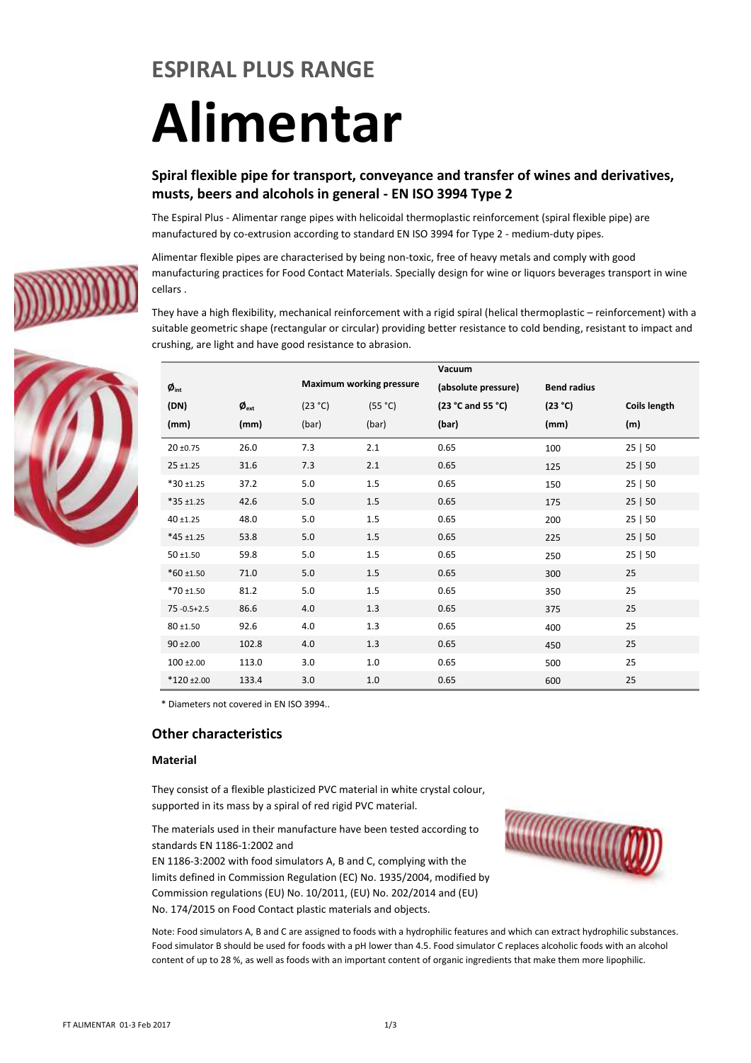## ESPIRAL PLUS RANGE

# Alimentar

### Spiral flexible pipe for transport, conveyance and transfer of wines and derivatives, musts, beers and alcohols in general - EN ISO 3994 Type 2

The Espiral Plus - Alimentar range pipes with helicoidal thermoplastic reinforcement (spiral flexible pipe) are manufactured by co-extrusion according to standard EN ISO 3994 for Type 2 - medium-duty pipes.

Alimentar flexible pipes are characterised by being non-toxic, free of heavy metals and comply with good manufacturing practices for Food Contact Materials. Specially design for wine or liquors beverages transport in wine cellars .

They have a high flexibility, mechanical reinforcement with a rigid spiral (helical thermoplastic – reinforcement) with a suitable geometric shape (rectangular or circular) providing better resistance to cold bending, resistant to impact and crushing, are light and have good resistance to abrasion.

| $Ø_{int}$ (DN) (mm) | $Ø_{ext}$ (mm) | Maximum working pressure (23 °C) (bar) | Maximum working pressure (55 °C) (bar) | Vacuum (absolute pressure) (23 °C and 55 °C) (bar) | Bend radius (23 °C) (mm) | Coils length (m) |
|---|---|---|---|---|---|---|
| 20 ±0.75 | 26.0 | 7.3 | 2.1 | 0.65 | 100 | 25 \| 50 |
| 25 ±1.25 | 31.6 | 7.3 | 2.1 | 0.65 | 125 | 25 \| 50 |
| *30 ±1.25 | 37.2 | 5.0 | 1.5 | 0.65 | 150 | 25 \| 50 |
| *35 ±1.25 | 42.6 | 5.0 | 1.5 | 0.65 | 175 | 25 \| 50 |
| 40 ±1.25 | 48.0 | 5.0 | 1.5 | 0.65 | 200 | 25 \| 50 |
| *45 ±1.25 | 53.8 | 5.0 | 1.5 | 0.65 | 225 | 25 \| 50 |
| 50 ±1.50 | 59.8 | 5.0 | 1.5 | 0.65 | 250 | 25 \| 50 |
| *60 ±1.50 | 71.0 | 5.0 | 1.5 | 0.65 | 300 | 25 |
| *70 ±1.50 | 81.2 | 5.0 | 1.5 | 0.65 | 350 | 25 |
| 75 -0.5+2.5 | 86.6 | 4.0 | 1.3 | 0.65 | 375 | 25 |
| 80 ±1.50 | 92.6 | 4.0 | 1.3 | 0.65 | 400 | 25 |
| 90 ±2.00 | 102.8 | 4.0 | 1.3 | 0.65 | 450 | 25 |
| 100 ±2.00 | 113.0 | 3.0 | 1.0 | 0.65 | 500 | 25 |
| *120 ±2.00 | 133.4 | 3.0 | 1.0 | 0.65 | 600 | 25 |

\* Diameters not covered in EN ISO 3994..

## Other characteristics

#### Material

They consist of a flexible plasticized PVC material in white crystal colour, supported in its mass by a spiral of red rigid PVC material.

The materials used in their manufacture have been tested according to standards EN 1186-1:2002 and
EN 1186-3:2002 with food simulators A, B and C, complying with the limits defined in Commission Regulation (EC) No. 1935/2004, modified by Commission regulations (EU) No. 10/2011, (EU) No. 202/2014 and (EU) No. 174/2015 on Food Contact plastic materials and objects.

Note: Food simulators A, B and C are assigned to foods with a hydrophilic features and which can extract hydrophilic substances. Food simulator B should be used for foods with a pH lower than 4.5. Food simulator C replaces alcoholic foods with an alcohol content of up to 28 %, as well as foods with an important content of organic ingredients that make them more lipophilic.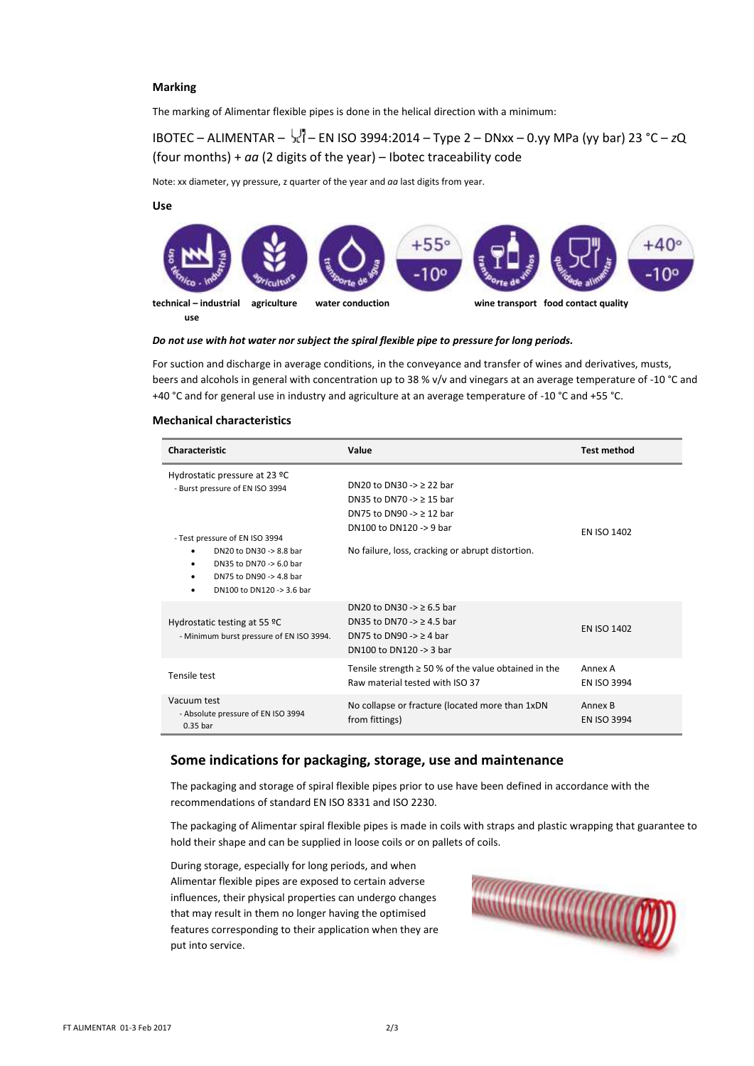### Marking

The marking of Alimentar flexible pipes is done in the helical direction with a minimum:

IBOTEC – ALIMENTAR – – EN ISO 3994:2014 – Type 2 – DNxx – 0.yy MPa (yy bar) 23 °C – *z*Q (four months) + *aa* (2 digits of the year) – Ibotec traceability code

Note: xx diameter, yy pressure, z quarter of the year and *aa* last digits from year.

### Use

technical – industrial use | agriculture | water conduction | +55° -10° | wine transport | food contact quality | +40° -10°

***Do not use with hot water nor subject the spiral flexible pipe to pressure for long periods.***

For suction and discharge in average conditions, in the conveyance and transfer of wines and derivatives, musts, beers and alcohols in general with concentration up to 38 % v/v and vinegars at an average temperature of -10 °C and +40 °C and for general use in industry and agriculture at an average temperature of -10 °C and +55 °C.

### Mechanical characteristics

| Characteristic | Value | Test method |
|---|---|---|
| Hydrostatic pressure at 23 ºC<br>- Burst pressure of EN ISO 3994<br><br>- Test pressure of EN ISO 3994<br>• DN20 to DN30 -> 8.8 bar<br>• DN35 to DN70 -> 6.0 bar<br>• DN75 to DN90 -> 4.8 bar<br>• DN100 to DN120 -> 3.6 bar | DN20 to DN30 -> ≥ 22 bar<br>DN35 to DN70 -> ≥ 15 bar<br>DN75 to DN90 -> ≥ 12 bar<br>DN100 to DN120 -> 9 bar<br><br>No failure, loss, cracking or abrupt distortion. | EN ISO 1402 |
| Hydrostatic testing at 55 ºC<br>- Minimum burst pressure of EN ISO 3994. | DN20 to DN30 -> ≥ 6.5 bar<br>DN35 to DN70 -> ≥ 4.5 bar<br>DN75 to DN90 -> ≥ 4 bar<br>DN100 to DN120 -> 3 bar | EN ISO 1402 |
| Tensile test | Tensile strength ≥ 50 % of the value obtained in the Raw material tested with ISO 37 | Annex A<br>EN ISO 3994 |
| Vacuum test<br>- Absolute pressure of EN ISO 3994 0.35 bar | No collapse or fracture (located more than 1xDN from fittings) | Annex B<br>EN ISO 3994 |

## Some indications for packaging, storage, use and maintenance

The packaging and storage of spiral flexible pipes prior to use have been defined in accordance with the recommendations of standard EN ISO 8331 and ISO 2230.

The packaging of Alimentar spiral flexible pipes is made in coils with straps and plastic wrapping that guarantee to hold their shape and can be supplied in loose coils or on pallets of coils.

During storage, especially for long periods, and when Alimentar flexible pipes are exposed to certain adverse influences, their physical properties can undergo changes that may result in them no longer having the optimised features corresponding to their application when they are put into service.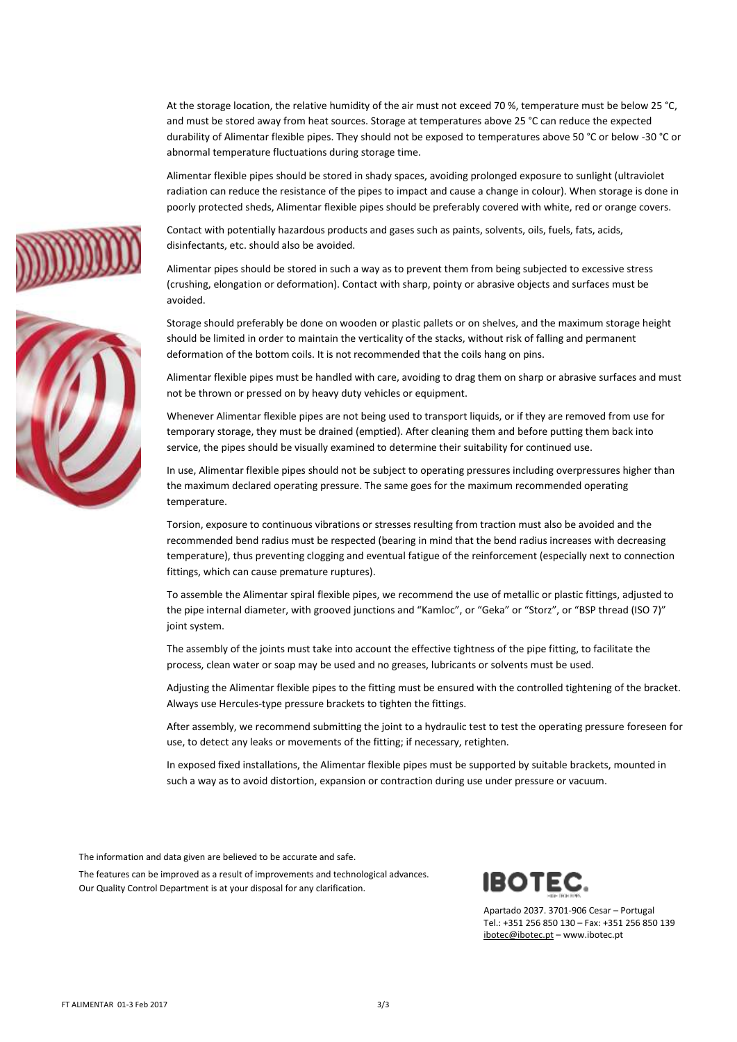At the storage location, the relative humidity of the air must not exceed 70 %, temperature must be below 25 °C, and must be stored away from heat sources. Storage at temperatures above 25 °C can reduce the expected durability of Alimentar flexible pipes. They should not be exposed to temperatures above 50 °C or below -30 °C or abnormal temperature fluctuations during storage time.

Alimentar flexible pipes should be stored in shady spaces, avoiding prolonged exposure to sunlight (ultraviolet radiation can reduce the resistance of the pipes to impact and cause a change in colour). When storage is done in poorly protected sheds, Alimentar flexible pipes should be preferably covered with white, red or orange covers.

Contact with potentially hazardous products and gases such as paints, solvents, oils, fuels, fats, acids, disinfectants, etc. should also be avoided.

Alimentar pipes should be stored in such a way as to prevent them from being subjected to excessive stress (crushing, elongation or deformation). Contact with sharp, pointy or abrasive objects and surfaces must be avoided.

Storage should preferably be done on wooden or plastic pallets or on shelves, and the maximum storage height should be limited in order to maintain the verticality of the stacks, without risk of falling and permanent deformation of the bottom coils. It is not recommended that the coils hang on pins.

Alimentar flexible pipes must be handled with care, avoiding to drag them on sharp or abrasive surfaces and must not be thrown or pressed on by heavy duty vehicles or equipment.

Whenever Alimentar flexible pipes are not being used to transport liquids, or if they are removed from use for temporary storage, they must be drained (emptied). After cleaning them and before putting them back into service, the pipes should be visually examined to determine their suitability for continued use.

In use, Alimentar flexible pipes should not be subject to operating pressures including overpressures higher than the maximum declared operating pressure. The same goes for the maximum recommended operating temperature.

Torsion, exposure to continuous vibrations or stresses resulting from traction must also be avoided and the recommended bend radius must be respected (bearing in mind that the bend radius increases with decreasing temperature), thus preventing clogging and eventual fatigue of the reinforcement (especially next to connection fittings, which can cause premature ruptures).

To assemble the Alimentar spiral flexible pipes, we recommend the use of metallic or plastic fittings, adjusted to the pipe internal diameter, with grooved junctions and "Kamloc", or "Geka" or "Storz", or "BSP thread (ISO 7)" joint system.

The assembly of the joints must take into account the effective tightness of the pipe fitting, to facilitate the process, clean water or soap may be used and no greases, lubricants or solvents must be used.

Adjusting the Alimentar flexible pipes to the fitting must be ensured with the controlled tightening of the bracket. Always use Hercules-type pressure brackets to tighten the fittings.

After assembly, we recommend submitting the joint to a hydraulic test to test the operating pressure foreseen for use, to detect any leaks or movements of the fitting; if necessary, retighten.

In exposed fixed installations, the Alimentar flexible pipes must be supported by suitable brackets, mounted in such a way as to avoid distortion, expansion or contraction during use under pressure or vacuum.

The information and data given are believed to be accurate and safe.

The features can be improved as a result of improvements and technological advances.
Our Quality Control Department is at your disposal for any clarification.

IBOTEC

Apartado 2037. 3701-906 Cesar – Portugal
Tel.: +351 256 850 130 – Fax: +351 256 850 139
ibotec@ibotec.pt – www.ibotec.pt

FT ALIMENTAR 01-3 Feb 2017